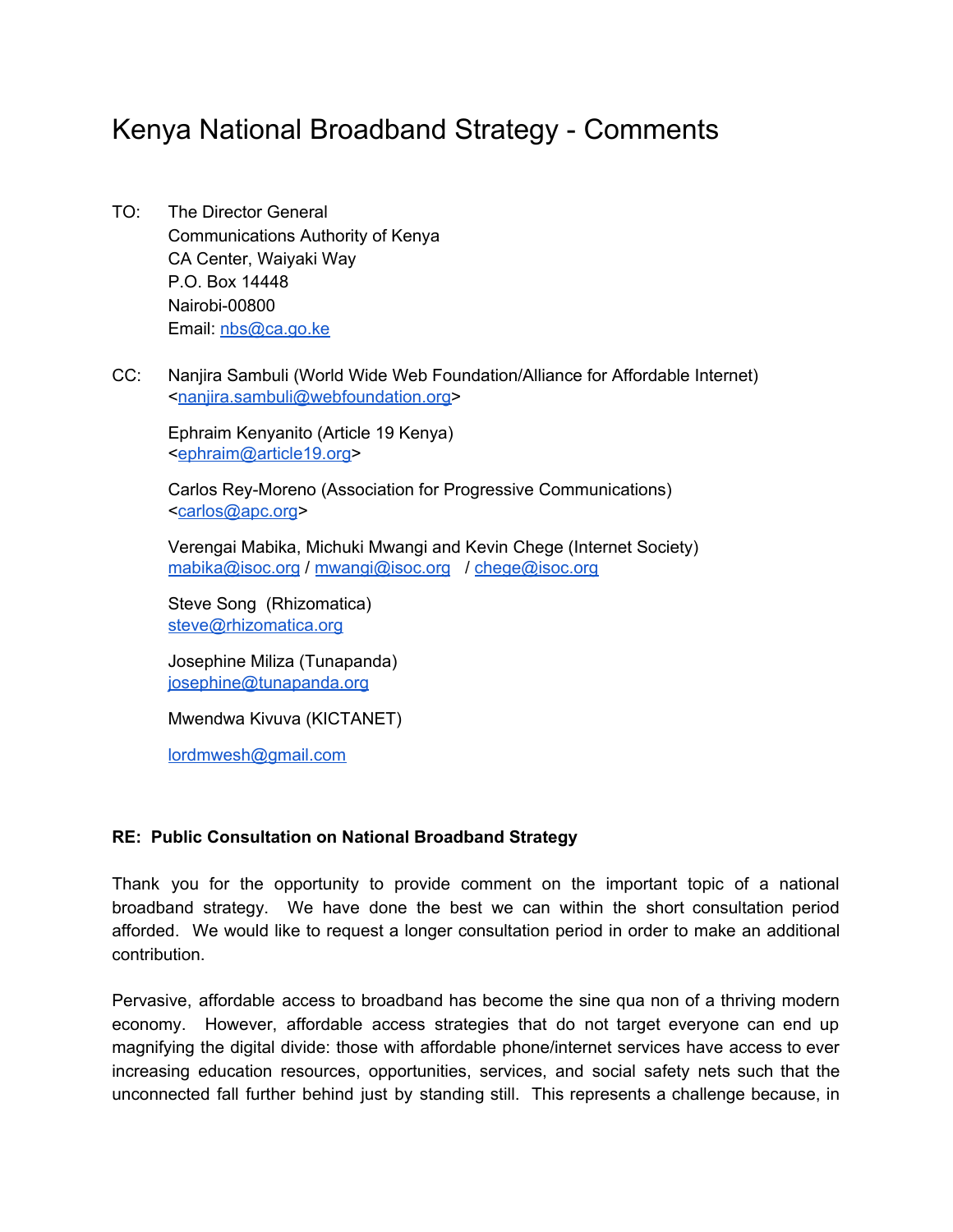# Kenya National Broadband Strategy - Comments

TO: The Director General
Communications Authority of Kenya
CA Center, Waiyaki Way
P.O. Box 14448
Nairobi-00800
Email: nbs@ca.go.ke

CC: Nanjira Sambuli (World Wide Web Foundation/Alliance for Affordable Internet)
<nanjira.sambuli@webfoundation.org>

Ephraim Kenyanito (Article 19 Kenya)
<ephraim@article19.org>

Carlos Rey-Moreno (Association for Progressive Communications)
<carlos@apc.org>

Verengai Mabika, Michuki Mwangi and Kevin Chege (Internet Society)
mabika@isoc.org / mwangi@isoc.org / chege@isoc.org

Steve Song (Rhizomatica)
steve@rhizomatica.org

Josephine Miliza (Tunapanda)
josephine@tunapanda.org

Mwendwa Kivuva (KICTANET)

lordmwesh@gmail.com

**RE: Public Consultation on National Broadband Strategy**

Thank you for the opportunity to provide comment on the important topic of a national broadband strategy. We have done the best we can within the short consultation period afforded. We would like to request a longer consultation period in order to make an additional contribution.

Pervasive, affordable access to broadband has become the sine qua non of a thriving modern economy. However, affordable access strategies that do not target everyone can end up magnifying the digital divide: those with affordable phone/internet services have access to ever increasing education resources, opportunities, services, and social safety nets such that the unconnected fall further behind just by standing still. This represents a challenge because, in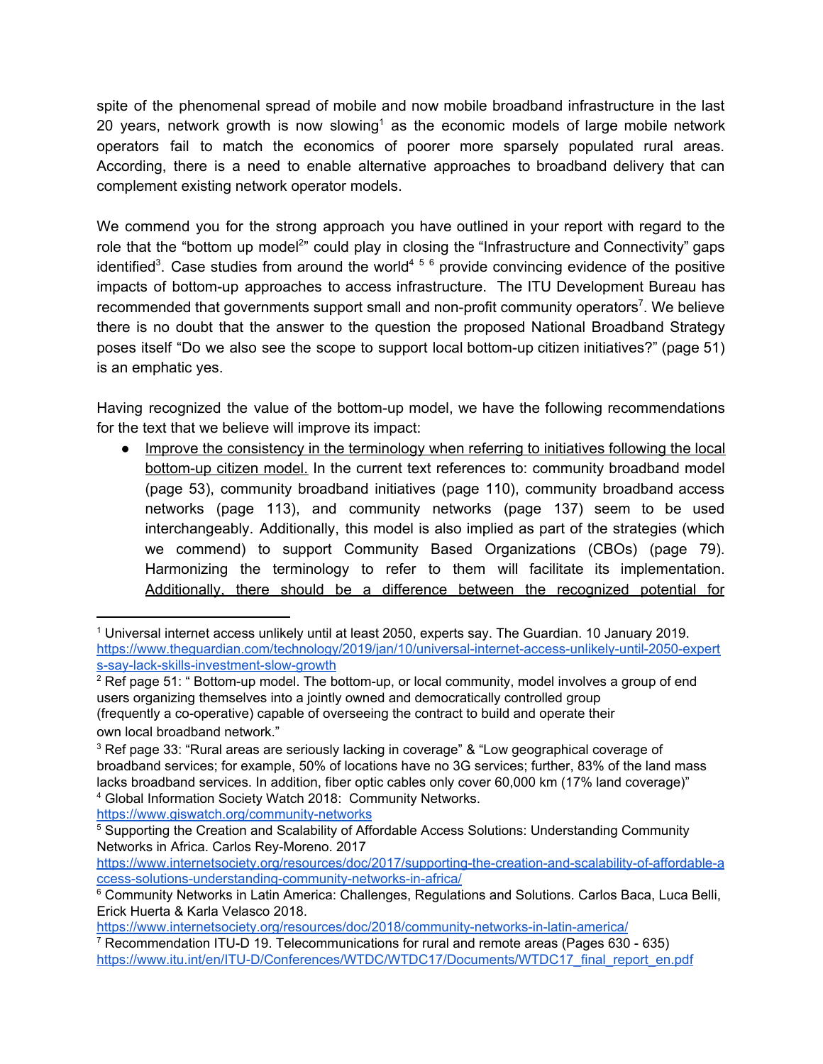spite of the phenomenal spread of mobile and now mobile broadband infrastructure in the last 20 years, network growth is now slowing[1] as the economic models of large mobile network operators fail to match the economics of poorer more sparsely populated rural areas. According, there is a need to enable alternative approaches to broadband delivery that can complement existing network operator models.

We commend you for the strong approach you have outlined in your report with regard to the role that the "bottom up model[2]" could play in closing the "Infrastructure and Connectivity" gaps identified[3]. Case studies from around the world[4] [5] [6] provide convincing evidence of the positive impacts of bottom-up approaches to access infrastructure. The ITU Development Bureau has recommended that governments support small and non-profit community operators[7]. We believe there is no doubt that the answer to the question the proposed National Broadband Strategy poses itself "Do we also see the scope to support local bottom-up citizen initiatives?" (page 51) is an emphatic yes.

Having recognized the value of the bottom-up model, we have the following recommendations for the text that we believe will improve its impact:

- Improve the consistency in the terminology when referring to initiatives following the local bottom-up citizen model. In the current text references to: community broadband model (page 53), community broadband initiatives (page 110), community broadband access networks (page 113), and community networks (page 137) seem to be used interchangeably. Additionally, this model is also implied as part of the strategies (which we commend) to support Community Based Organizations (CBOs) (page 79). Harmonizing the terminology to refer to them will facilitate its implementation. Additionally, there should be a difference between the recognized potential for

---

[1] Universal internet access unlikely until at least 2050, experts say. The Guardian. 10 January 2019. https://www.theguardian.com/technology/2019/jan/10/universal-internet-access-unlikely-until-2050-experts-say-lack-skills-investment-slow-growth

[2] Ref page 51: " Bottom-up model. The bottom-up, or local community, model involves a group of end users organizing themselves into a jointly owned and democratically controlled group (frequently a co-operative) capable of overseeing the contract to build and operate their own local broadband network."

[3] Ref page 33: "Rural areas are seriously lacking in coverage" & "Low geographical coverage of broadband services; for example, 50% of locations have no 3G services; further, 83% of the land mass lacks broadband services. In addition, fiber optic cables only cover 60,000 km (17% land coverage)"

[4] Global Information Society Watch 2018: Community Networks. https://www.giswatch.org/community-networks

[5] Supporting the Creation and Scalability of Affordable Access Solutions: Understanding Community Networks in Africa. Carlos Rey-Moreno. 2017 https://www.internetsociety.org/resources/doc/2017/supporting-the-creation-and-scalability-of-affordable-access-solutions-understanding-community-networks-in-africa/

[6] Community Networks in Latin America: Challenges, Regulations and Solutions. Carlos Baca, Luca Belli, Erick Huerta & Karla Velasco 2018. https://www.internetsociety.org/resources/doc/2018/community-networks-in-latin-america/

[7] Recommendation ITU-D 19. Telecommunications for rural and remote areas (Pages 630 - 635) https://www.itu.int/en/ITU-D/Conferences/WTDC/WTDC17/Documents/WTDC17_final_report_en.pdf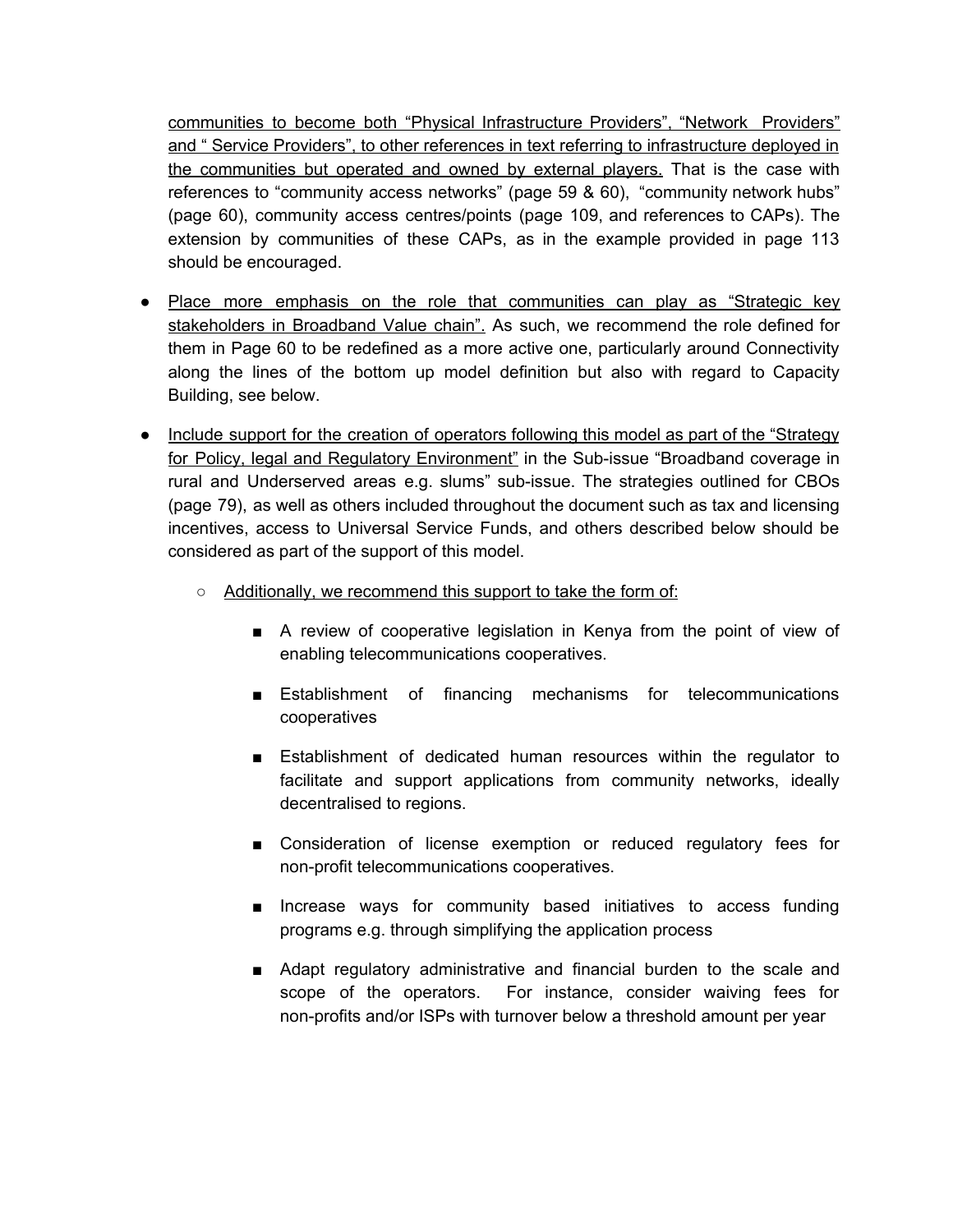communities to become both "Physical Infrastructure Providers", "Network Providers" and " Service Providers", to other references in text referring to infrastructure deployed in the communities but operated and owned by external players. That is the case with references to "community access networks" (page 59 & 60), "community network hubs" (page 60), community access centres/points (page 109, and references to CAPs). The extension by communities of these CAPs, as in the example provided in page 113 should be encouraged.

- Place more emphasis on the role that communities can play as "Strategic key stakeholders in Broadband Value chain". As such, we recommend the role defined for them in Page 60 to be redefined as a more active one, particularly around Connectivity along the lines of the bottom up model definition but also with regard to Capacity Building, see below.

- Include support for the creation of operators following this model as part of the "Strategy for Policy, legal and Regulatory Environment" in the Sub-issue "Broadband coverage in rural and Underserved areas e.g. slums" sub-issue. The strategies outlined for CBOs (page 79), as well as others included throughout the document such as tax and licensing incentives, access to Universal Service Funds, and others described below should be considered as part of the support of this model.

    - Additionally, we recommend this support to take the form of:

        - A review of cooperative legislation in Kenya from the point of view of enabling telecommunications cooperatives.

        - Establishment of financing mechanisms for telecommunications cooperatives

        - Establishment of dedicated human resources within the regulator to facilitate and support applications from community networks, ideally decentralised to regions.

        - Consideration of license exemption or reduced regulatory fees for non-profit telecommunications cooperatives.

        - Increase ways for community based initiatives to access funding programs e.g. through simplifying the application process

        - Adapt regulatory administrative and financial burden to the scale and scope of the operators. For instance, consider waiving fees for non-profits and/or ISPs with turnover below a threshold amount per year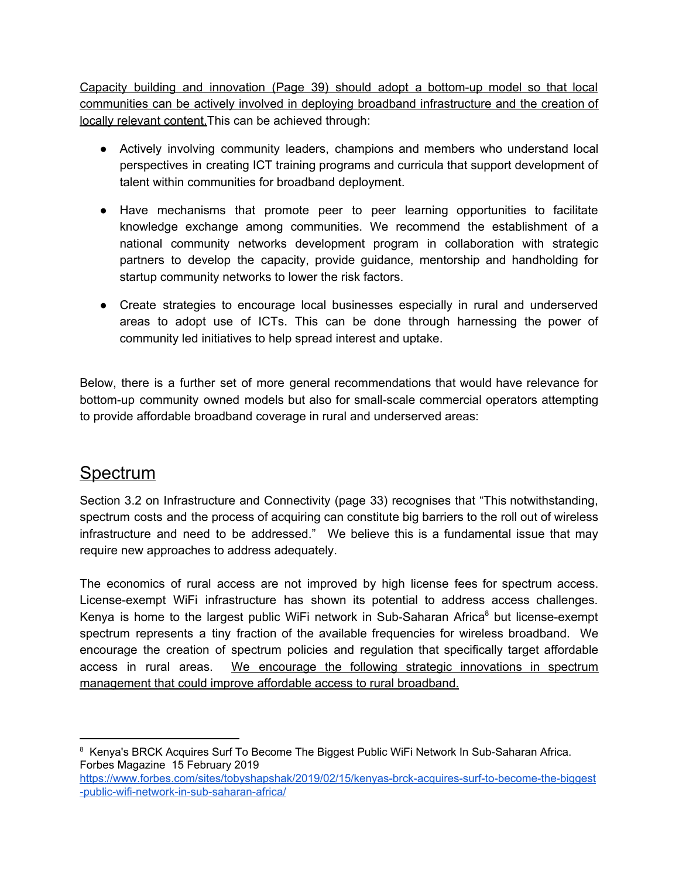Capacity building and innovation (Page 39) should adopt a bottom-up model so that local communities can be actively involved in deploying broadband infrastructure and the creation of locally relevant content. This can be achieved through:

- Actively involving community leaders, champions and members who understand local perspectives in creating ICT training programs and curricula that support development of talent within communities for broadband deployment.
- Have mechanisms that promote peer to peer learning opportunities to facilitate knowledge exchange among communities. We recommend the establishment of a national community networks development program in collaboration with strategic partners to develop the capacity, provide guidance, mentorship and handholding for startup community networks to lower the risk factors.
- Create strategies to encourage local businesses especially in rural and underserved areas to adopt use of ICTs. This can be done through harnessing the power of community led initiatives to help spread interest and uptake.

Below, there is a further set of more general recommendations that would have relevance for bottom-up community owned models but also for small-scale commercial operators attempting to provide affordable broadband coverage in rural and underserved areas:

## Spectrum

Section 3.2 on Infrastructure and Connectivity (page 33) recognises that "This notwithstanding, spectrum costs and the process of acquiring can constitute big barriers to the roll out of wireless infrastructure and need to be addressed." We believe this is a fundamental issue that may require new approaches to address adequately.

The economics of rural access are not improved by high license fees for spectrum access. License-exempt WiFi infrastructure has shown its potential to address access challenges. Kenya is home to the largest public WiFi network in Sub-Saharan Africa[8] but license-exempt spectrum represents a tiny fraction of the available frequencies for wireless broadband. We encourage the creation of spectrum policies and regulation that specifically target affordable access in rural areas. We encourage the following strategic innovations in spectrum management that could improve affordable access to rural broadband.

---

[8] Kenya's BRCK Acquires Surf To Become The Biggest Public WiFi Network In Sub-Saharan Africa. Forbes Magazine 15 February 2019 https://www.forbes.com/sites/tobyshapshak/2019/02/15/kenyas-brck-acquires-surf-to-become-the-biggest-public-wifi-network-in-sub-saharan-africa/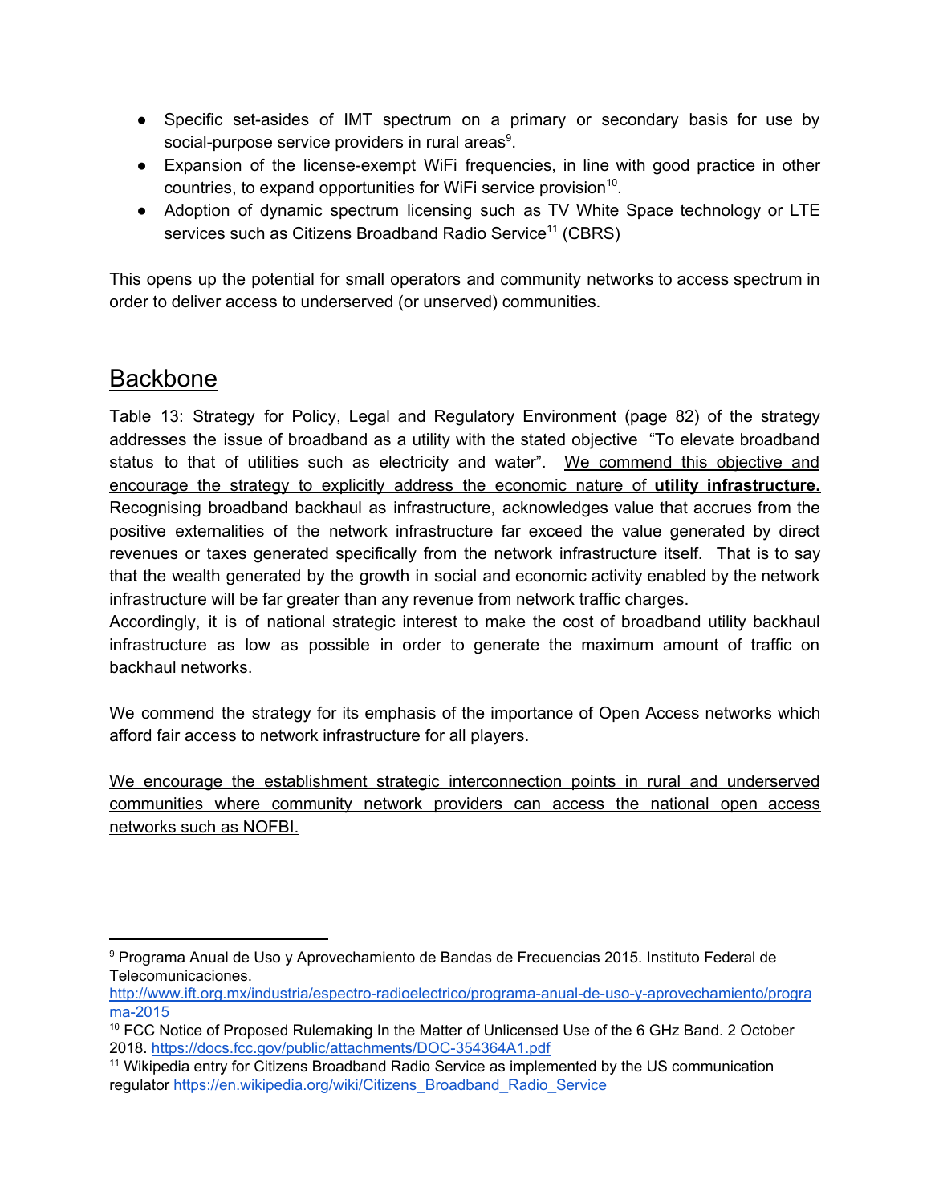- Specific set-asides of IMT spectrum on a primary or secondary basis for use by social-purpose service providers in rural areas[9].
- Expansion of the license-exempt WiFi frequencies, in line with good practice in other countries, to expand opportunities for WiFi service provision[10].
- Adoption of dynamic spectrum licensing such as TV White Space technology or LTE services such as Citizens Broadband Radio Service[11] (CBRS)

This opens up the potential for small operators and community networks to access spectrum in order to deliver access to underserved (or unserved) communities.

## Backbone

Table 13: Strategy for Policy, Legal and Regulatory Environment (page 82) of the strategy addresses the issue of broadband as a utility with the stated objective "To elevate broadband status to that of utilities such as electricity and water". We commend this objective and encourage the strategy to explicitly address the economic nature of **utility infrastructure.** Recognising broadband backhaul as infrastructure, acknowledges value that accrues from the positive externalities of the network infrastructure far exceed the value generated by direct revenues or taxes generated specifically from the network infrastructure itself. That is to say that the wealth generated by the growth in social and economic activity enabled by the network infrastructure will be far greater than any revenue from network traffic charges.
Accordingly, it is of national strategic interest to make the cost of broadband utility backhaul infrastructure as low as possible in order to generate the maximum amount of traffic on backhaul networks.

We commend the strategy for its emphasis of the importance of Open Access networks which afford fair access to network infrastructure for all players.

We encourage the establishment strategic interconnection points in rural and underserved communities where community network providers can access the national open access networks such as NOFBI.

---

[9] Programa Anual de Uso y Aprovechamiento de Bandas de Frecuencias 2015. Instituto Federal de Telecomunicaciones. http://www.ift.org.mx/industria/espectro-radioelectrico/programa-anual-de-uso-y-aprovechamiento/programa-2015

[10] FCC Notice of Proposed Rulemaking In the Matter of Unlicensed Use of the 6 GHz Band. 2 October 2018. https://docs.fcc.gov/public/attachments/DOC-354364A1.pdf

[11] Wikipedia entry for Citizens Broadband Radio Service as implemented by the US communication regulator https://en.wikipedia.org/wiki/Citizens_Broadband_Radio_Service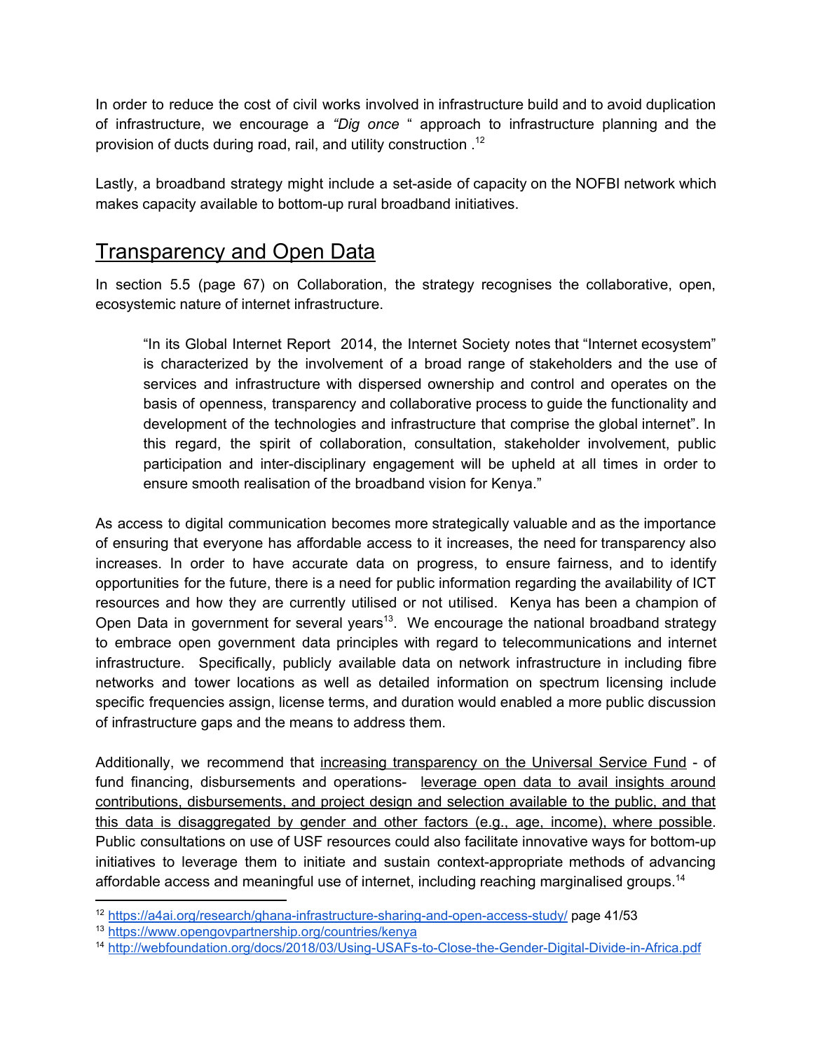In order to reduce the cost of civil works involved in infrastructure build and to avoid duplication of infrastructure, we encourage a *"Dig once* " approach to infrastructure planning and the provision of ducts during road, rail, and utility construction .[12]

Lastly, a broadband strategy might include a set-aside of capacity on the NOFBI network which makes capacity available to bottom-up rural broadband initiatives.

## Transparency and Open Data

In section 5.5 (page 67) on Collaboration, the strategy recognises the collaborative, open, ecosystemic nature of internet infrastructure.

> "In its Global Internet Report 2014, the Internet Society notes that "Internet ecosystem" is characterized by the involvement of a broad range of stakeholders and the use of services and infrastructure with dispersed ownership and control and operates on the basis of openness, transparency and collaborative process to guide the functionality and development of the technologies and infrastructure that comprise the global internet". In this regard, the spirit of collaboration, consultation, stakeholder involvement, public participation and inter-disciplinary engagement will be upheld at all times in order to ensure smooth realisation of the broadband vision for Kenya."

As access to digital communication becomes more strategically valuable and as the importance of ensuring that everyone has affordable access to it increases, the need for transparency also increases. In order to have accurate data on progress, to ensure fairness, and to identify opportunities for the future, there is a need for public information regarding the availability of ICT resources and how they are currently utilised or not utilised. Kenya has been a champion of Open Data in government for several years[13]. We encourage the national broadband strategy to embrace open government data principles with regard to telecommunications and internet infrastructure. Specifically, publicly available data on network infrastructure in including fibre networks and tower locations as well as detailed information on spectrum licensing include specific frequencies assign, license terms, and duration would enabled a more public discussion of infrastructure gaps and the means to address them.

Additionally, we recommend that increasing transparency on the Universal Service Fund - of fund financing, disbursements and operations- leverage open data to avail insights around contributions, disbursements, and project design and selection available to the public, and that this data is disaggregated by gender and other factors (e.g., age, income), where possible. Public consultations on use of USF resources could also facilitate innovative ways for bottom-up initiatives to leverage them to initiate and sustain context-appropriate methods of advancing affordable access and meaningful use of internet, including reaching marginalised groups.[14]

---

[12] https://a4ai.org/research/ghana-infrastructure-sharing-and-open-access-study/ page 41/53

[13] https://www.opengovpartnership.org/countries/kenya

[14] http://webfoundation.org/docs/2018/03/Using-USAFs-to-Close-the-Gender-Digital-Divide-in-Africa.pdf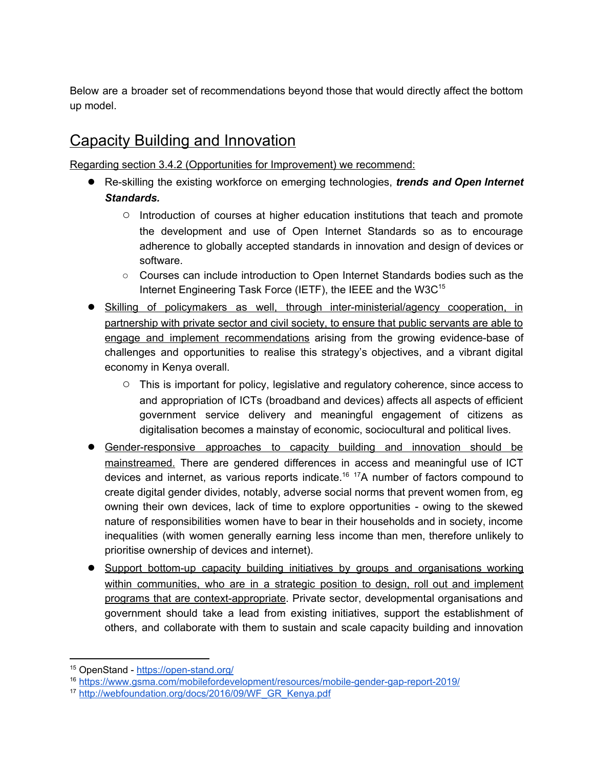Below are a broader set of recommendations beyond those that would directly affect the bottom up model.

## Capacity Building and Innovation

Regarding section 3.4.2 (Opportunities for Improvement) we recommend:

- Re-skilling the existing workforce on emerging technologies, ***trends and Open Internet Standards.***
  - Introduction of courses at higher education institutions that teach and promote the development and use of Open Internet Standards so as to encourage adherence to globally accepted standards in innovation and design of devices or software.
  - Courses can include introduction to Open Internet Standards bodies such as the Internet Engineering Task Force (IETF), the IEEE and the W3C[15]
- Skilling of policymakers as well, through inter-ministerial/agency cooperation, in partnership with private sector and civil society, to ensure that public servants are able to engage and implement recommendations arising from the growing evidence-base of challenges and opportunities to realise this strategy's objectives, and a vibrant digital economy in Kenya overall.
  - This is important for policy, legislative and regulatory coherence, since access to and appropriation of ICTs (broadband and devices) affects all aspects of efficient government service delivery and meaningful engagement of citizens as digitalisation becomes a mainstay of economic, sociocultural and political lives.
- Gender-responsive approaches to capacity building and innovation should be mainstreamed. There are gendered differences in access and meaningful use of ICT devices and internet, as various reports indicate.[16] [17]A number of factors compound to create digital gender divides, notably, adverse social norms that prevent women from, eg owning their own devices, lack of time to explore opportunities - owing to the skewed nature of responsibilities women have to bear in their households and in society, income inequalities (with women generally earning less income than men, therefore unlikely to prioritise ownership of devices and internet).
- Support bottom-up capacity building initiatives by groups and organisations working within communities, who are in a strategic position to design, roll out and implement programs that are context-appropriate. Private sector, developmental organisations and government should take a lead from existing initiatives, support the establishment of others, and collaborate with them to sustain and scale capacity building and innovation

---

[15] OpenStand - https://open-stand.org/

[16] https://www.gsma.com/mobilefordevelopment/resources/mobile-gender-gap-report-2019/

[17] http://webfoundation.org/docs/2016/09/WF_GR_Kenya.pdf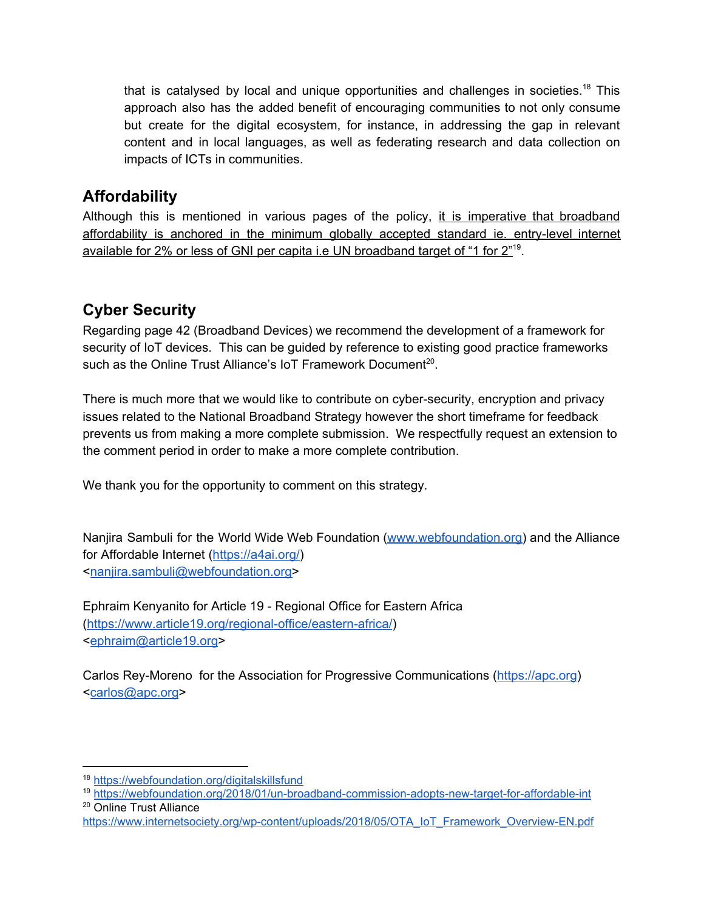that is catalysed by local and unique opportunities and challenges in societies.[18] This approach also has the added benefit of encouraging communities to not only consume but create for the digital ecosystem, for instance, in addressing the gap in relevant content and in local languages, as well as federating research and data collection on impacts of ICTs in communities.

## Affordability

Although this is mentioned in various pages of the policy, it is imperative that broadband affordability is anchored in the minimum globally accepted standard ie. entry-level internet available for 2% or less of GNI per capita i.e UN broadband target of "1 for 2"[19].

## Cyber Security

Regarding page 42 (Broadband Devices) we recommend the development of a framework for security of IoT devices. This can be guided by reference to existing good practice frameworks such as the Online Trust Alliance's IoT Framework Document[20].

There is much more that we would like to contribute on cyber-security, encryption and privacy issues related to the National Broadband Strategy however the short timeframe for feedback prevents us from making a more complete submission. We respectfully request an extension to the comment period in order to make a more complete contribution.

We thank you for the opportunity to comment on this strategy.

Nanjira Sambuli for the World Wide Web Foundation (www.webfoundation.org) and the Alliance for Affordable Internet (https://a4ai.org/)
<nanjira.sambuli@webfoundation.org>

Ephraim Kenyanito for Article 19 - Regional Office for Eastern Africa (https://www.article19.org/regional-office/eastern-africa/)
<ephraim@article19.org>

Carlos Rey-Moreno for the Association for Progressive Communications (https://apc.org)
<carlos@apc.org>

---

[18] https://webfoundation.org/digitalskillsfund

[19] https://webfoundation.org/2018/01/un-broadband-commission-adopts-new-target-for-affordable-int

[20] Online Trust Alliance https://www.internetsociety.org/wp-content/uploads/2018/05/OTA_IoT_Framework_Overview-EN.pdf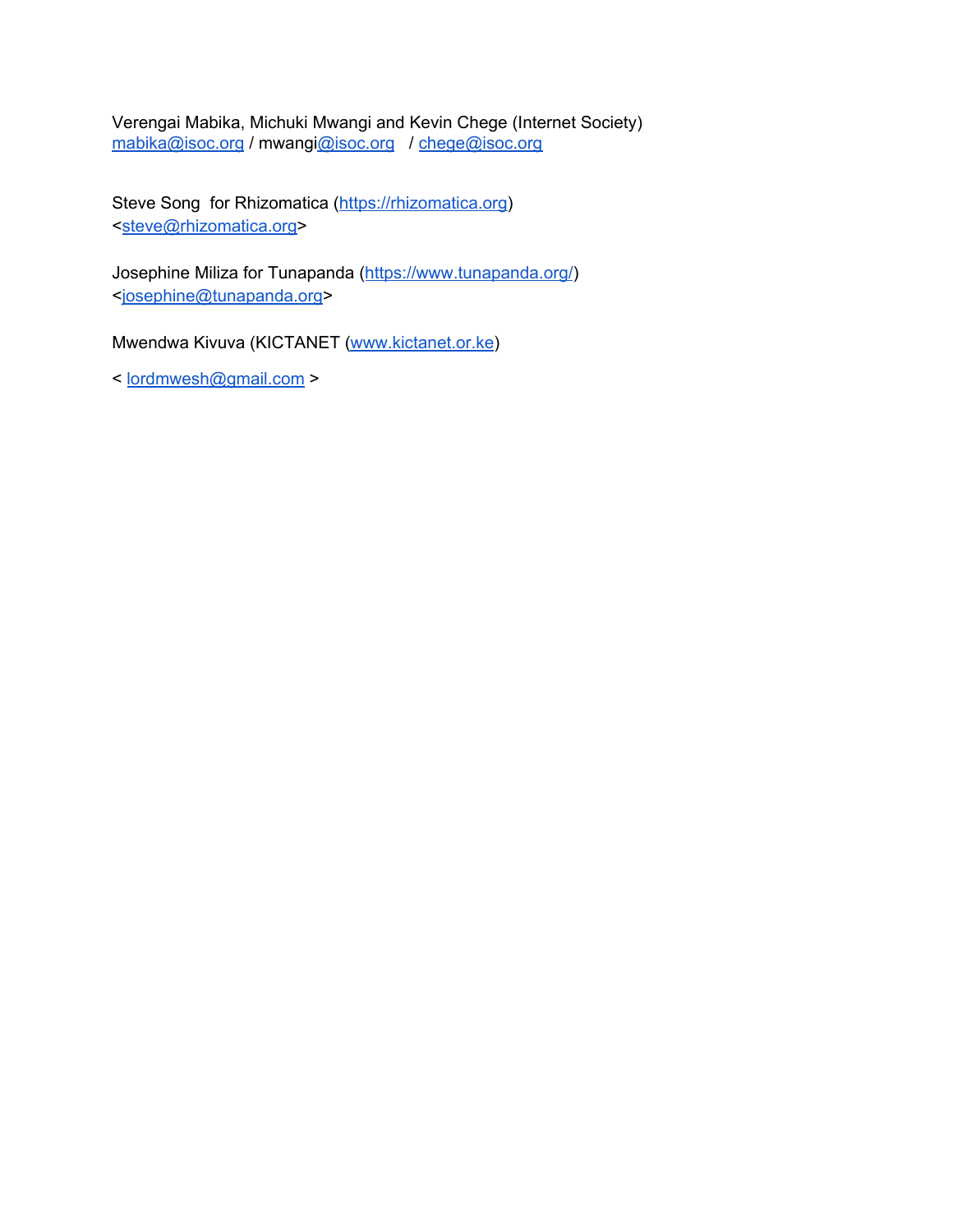Verengai Mabika, Michuki Mwangi and Kevin Chege (Internet Society)
mabika@isoc.org / mwangi@isoc.org / chege@isoc.org

Steve Song for Rhizomatica (https://rhizomatica.org)
<steve@rhizomatica.org>

Josephine Miliza for Tunapanda (https://www.tunapanda.org/)
<josephine@tunapanda.org>

Mwendwa Kivuva (KICTANET (www.kictanet.or.ke)

< lordmwesh@gmail.com >